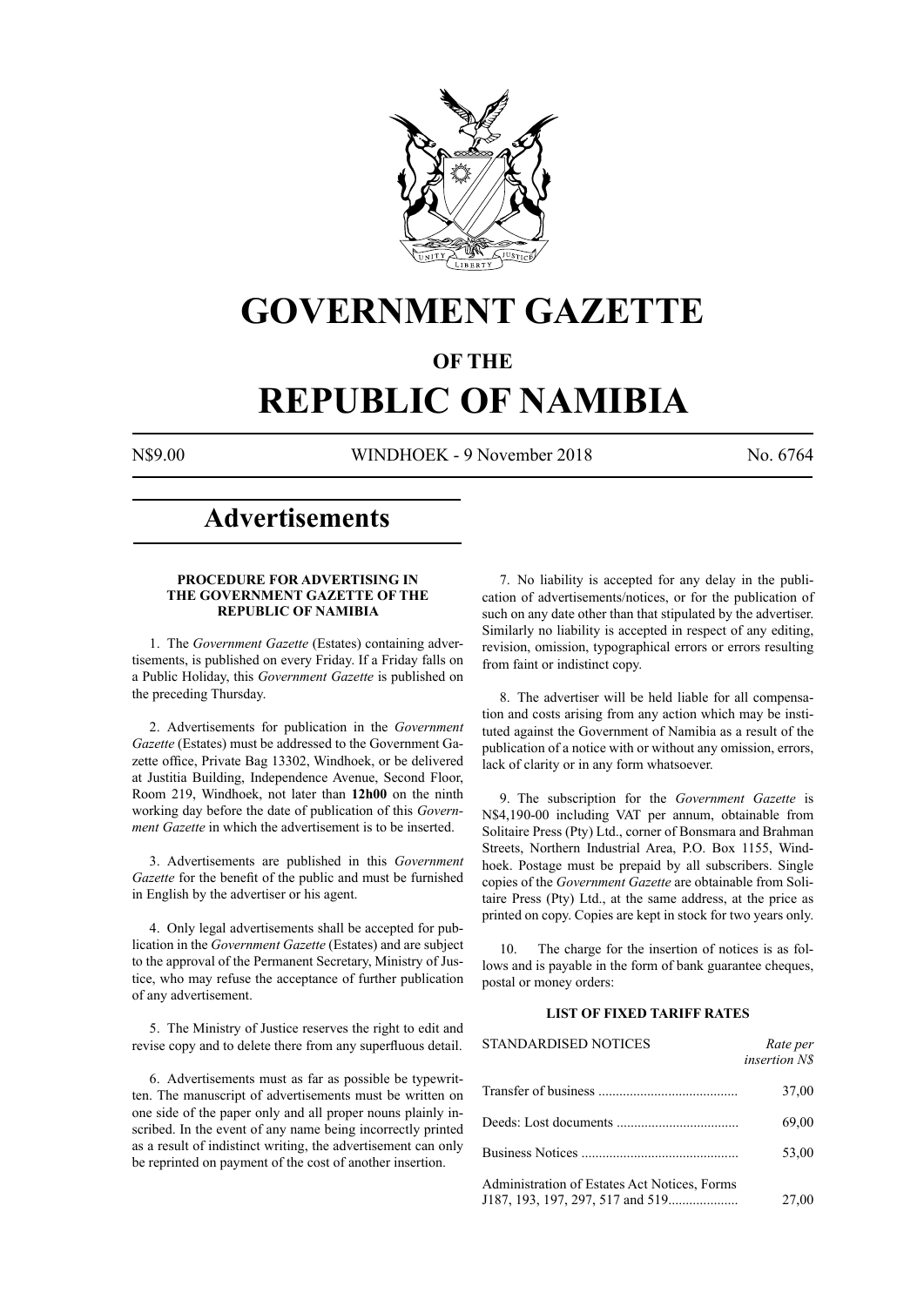# GOVERNMENT GAZETTE

## OF THE

# REPUBLIC OF NAMIBIA

N$9.00 WINDHOEK - 9 November 2018 No. 6764

## Advertisements

### PROCEDURE FOR ADVERTISING IN THE GOVERNMENT GAZETTE OF THE REPUBLIC OF NAMIBIA

1. The *Government Gazette* (Estates) containing advertisements, is published on every Friday. If a Friday falls on a Public Holiday, this *Government Gazette* is published on the preceding Thursday.

2. Advertisements for publication in the *Government Gazette* (Estates) must be addressed to the Government Gazette office, Private Bag 13302, Windhoek, or be delivered at Justitia Building, Independence Avenue, Second Floor, Room 219, Windhoek, not later than **12h00** on the ninth working day before the date of publication of this *Government Gazette* in which the advertisement is to be inserted.

3. Advertisements are published in this *Government Gazette* for the benefit of the public and must be furnished in English by the advertiser or his agent.

4. Only legal advertisements shall be accepted for publication in the *Government Gazette* (Estates) and are subject to the approval of the Permanent Secretary, Ministry of Justice, who may refuse the acceptance of further publication of any advertisement.

5. The Ministry of Justice reserves the right to edit and revise copy and to delete there from any superfluous detail.

6. Advertisements must as far as possible be typewritten. The manuscript of advertisements must be written on one side of the paper only and all proper nouns plainly inscribed. In the event of any name being incorrectly printed as a result of indistinct writing, the advertisement can only be reprinted on payment of the cost of another insertion.

7. No liability is accepted for any delay in the publication of advertisements/notices, or for the publication of such on any date other than that stipulated by the advertiser. Similarly no liability is accepted in respect of any editing, revision, omission, typographical errors or errors resulting from faint or indistinct copy.

8. The advertiser will be held liable for all compensation and costs arising from any action which may be instituted against the Government of Namibia as a result of the publication of a notice with or without any omission, errors, lack of clarity or in any form whatsoever.

9. The subscription for the *Government Gazette* is N$4,190-00 including VAT per annum, obtainable from Solitaire Press (Pty) Ltd., corner of Bonsmara and Brahman Streets, Northern Industrial Area, P.O. Box 1155, Windhoek. Postage must be prepaid by all subscribers. Single copies of the *Government Gazette* are obtainable from Solitaire Press (Pty) Ltd., at the same address, at the price as printed on copy. Copies are kept in stock for two years only.

10. The charge for the insertion of notices is as follows and is payable in the form of bank guarantee cheques, postal or money orders:

### LIST OF FIXED TARIFF RATES

| STANDARDISED NOTICES | *Rate per insertion N$* |
|---|---|
| Transfer of business | 37,00 |
| Deeds: Lost documents | 69,00 |
| Business Notices | 53,00 |
| Administration of Estates Act Notices, Forms J187, 193, 197, 297, 517 and 519 | 27,00 |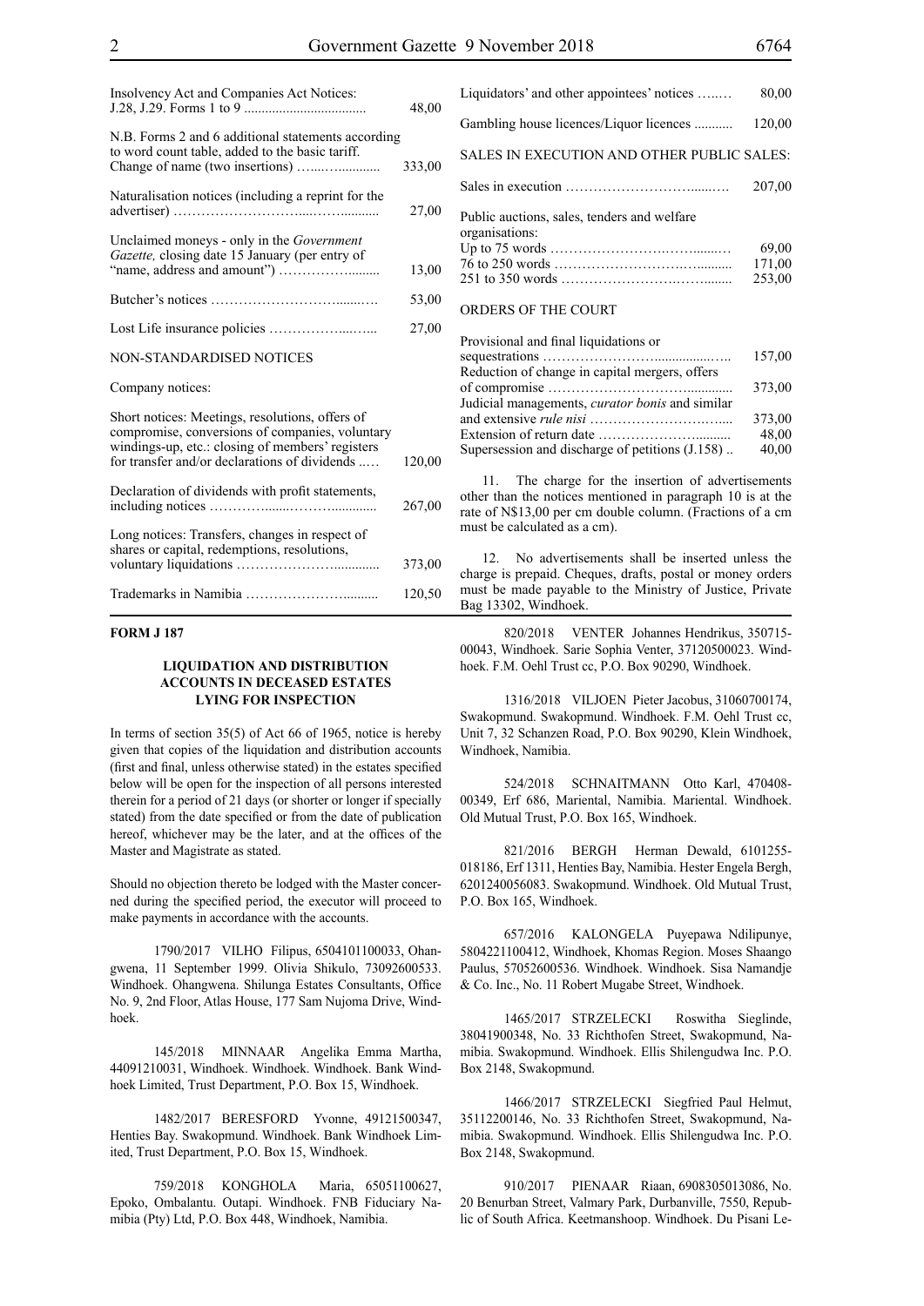| | |
|---|---|
| Insolvency Act and Companies Act Notices: J.28, J.29. Forms 1 to 9 | 48,00 |
| N.B. Forms 2 and 6 additional statements according to word count table, added to the basic tariff. Change of name (two insertions) | 333,00 |
| Naturalisation notices (including a reprint for the advertiser) | 27,00 |
| Unclaimed moneys - only in the *Government Gazette,* closing date 15 January (per entry of "name, address and amount") | 13,00 |
| Butcher's notices | 53,00 |
| Lost Life insurance policies | 27,00 |

NON-STANDARDISED NOTICES

Company notices:

| | |
|---|---|
| Short notices: Meetings, resolutions, offers of compromise, conversions of companies, voluntary windings-up, etc.: closing of members' registers for transfer and/or declarations of dividends | 120,00 |
| Declaration of dividends with profit statements, including notices | 267,00 |
| Long notices: Transfers, changes in respect of shares or capital, redemptions, resolutions, voluntary liquidations | 373,00 |
| Trademarks in Namibia | 120,50 |
| Liquidators' and other appointees' notices | 80,00 |
| Gambling house licences/Liquor licences | 120,00 |

SALES IN EXECUTION AND OTHER PUBLIC SALES:

| | |
|---|---|
| Sales in execution | 207,00 |
| Public auctions, sales, tenders and welfare organisations: | |
| Up to 75 words | 69,00 |
| 76 to 250 words | 171,00 |
| 251 to 350 words | 253,00 |

ORDERS OF THE COURT

| | |
|---|---|
| Provisional and final liquidations or sequestrations | 157,00 |
| Reduction of change in capital mergers, offers of compromise | 373,00 |
| Judicial managements, *curator bonis* and similar and extensive *rule nisi* | 373,00 |
| Extension of return date | 48,00 |
| Supersession and discharge of petitions (J.158) | 40,00 |

11. The charge for the insertion of advertisements other than the notices mentioned in paragraph 10 is at the rate of N$13,00 per cm double column. (Fractions of a cm must be calculated as a cm).

12. No advertisements shall be inserted unless the charge is prepaid. Cheques, drafts, postal or money orders must be made payable to the Ministry of Justice, Private Bag 13302, Windhoek.

**FORM J 187**

### LIQUIDATION AND DISTRIBUTION ACCOUNTS IN DECEASED ESTATES LYING FOR INSPECTION

In terms of section 35(5) of Act 66 of 1965, notice is hereby given that copies of the liquidation and distribution accounts (first and final, unless otherwise stated) in the estates specified below will be open for the inspection of all persons interested therein for a period of 21 days (or shorter or longer if specially stated) from the date specified or from the date of publication hereof, whichever may be the later, and at the offices of the Master and Magistrate as stated.

Should no objection thereto be lodged with the Master concerned during the specified period, the executor will proceed to make payments in accordance with the accounts.

1790/2017 VILHO Filipus, 6504101100033, Ohangwena, 11 September 1999. Olivia Shikulo, 73092600533. Windhoek. Ohangwena. Shilunga Estates Consultants, Office No. 9, 2nd Floor, Atlas House, 177 Sam Nujoma Drive, Windhoek.

145/2018 MINNAAR Angelika Emma Martha, 44091210031, Windhoek. Windhoek. Windhoek. Bank Windhoek Limited, Trust Department, P.O. Box 15, Windhoek.

1482/2017 BERESFORD Yvonne, 49121500347, Henties Bay. Swakopmund. Windhoek. Bank Windhoek Limited, Trust Department, P.O. Box 15, Windhoek.

759/2018 KONGHOLA Maria, 65051100627, Epoko, Ombalantu. Outapi. Windhoek. FNB Fiduciary Namibia (Pty) Ltd, P.O. Box 448, Windhoek, Namibia.

820/2018 VENTER Johannes Hendrikus, 350715-00043, Windhoek. Sarie Sophia Venter, 37120500023. Windhoek. F.M. Oehl Trust cc, P.O. Box 90290, Windhoek.

1316/2018 VILJOEN Pieter Jacobus, 31060700174, Swakopmund. Swakopmund. Windhoek. F.M. Oehl Trust cc, Unit 7, 32 Schanzen Road, P.O. Box 90290, Klein Windhoek, Windhoek, Namibia.

524/2018 SCHNAITMANN Otto Karl, 470408-00349, Erf 686, Mariental, Namibia. Mariental. Windhoek. Old Mutual Trust, P.O. Box 165, Windhoek.

821/2016 BERGH Herman Dewald, 6101255-018186, Erf 1311, Henties Bay, Namibia. Hester Engela Bergh, 6201240056083. Swakopmund. Windhoek. Old Mutual Trust, P.O. Box 165, Windhoek.

657/2016 KALONGELA Puyepawa Ndilipunye, 5804221100412, Windhoek, Khomas Region. Moses Shaango Paulus, 57052600536. Windhoek. Windhoek. Sisa Namandje & Co. Inc., No. 11 Robert Mugabe Street, Windhoek.

1465/2017 STRZELECKI Roswitha Sieglinde, 38041900348, No. 33 Richthofen Street, Swakopmund, Namibia. Swakopmund. Windhoek. Ellis Shilengudwa Inc. P.O. Box 2148, Swakopmund.

1466/2017 STRZELECKI Siegfried Paul Helmut, 35112200146, No. 33 Richthofen Street, Swakopmund, Namibia. Swakopmund. Windhoek. Ellis Shilengudwa Inc. P.O. Box 2148, Swakopmund.

910/2017 PIENAAR Riaan, 6908305013086, No. 20 Benurban Street, Valmary Park, Durbanville, 7550, Republic of South Africa. Keetmanshoop. Windhoek. Du Pisani Le-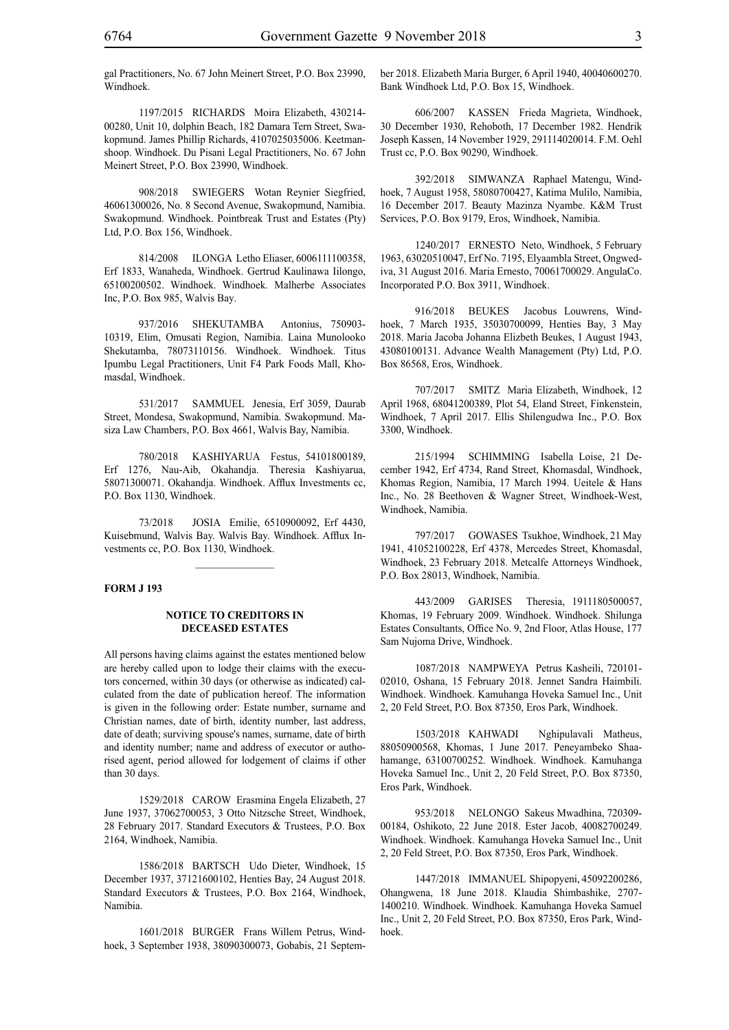gal Practitioners, No. 67 John Meinert Street, P.O. Box 23990, Windhoek.

1197/2015 RICHARDS Moira Elizabeth, 430214-00280, Unit 10, dolphin Beach, 182 Damara Tern Street, Swakopmund. James Phillip Richards, 4107025035006. Keetmanshoop. Windhoek. Du Pisani Legal Practitioners, No. 67 John Meinert Street, P.O. Box 23990, Windhoek.

908/2018 SWIEGERS Wotan Reynier Siegfried, 46061300026, No. 8 Second Avenue, Swakopmund, Namibia. Swakopmund. Windhoek. Pointbreak Trust and Estates (Pty) Ltd, P.O. Box 156, Windhoek.

814/2008 ILONGA Letho Eliaser, 6006111100358, Erf 1833, Wanaheda, Windhoek. Gertrud Kaulinawa Iilongo, 65100200502. Windhoek. Windhoek. Malherbe Associates Inc, P.O. Box 985, Walvis Bay.

937/2016 SHEKUTAMBA Antonius, 750903-10319, Elim, Omusati Region, Namibia. Laina Munolooko Shekutamba, 78073110156. Windhoek. Windhoek. Titus Ipumbu Legal Practitioners, Unit F4 Park Foods Mall, Khomasdal, Windhoek.

531/2017 SAMMUEL Jenesia, Erf 3059, Daurab Street, Mondesa, Swakopmund, Namibia. Swakopmund. Masiza Law Chambers, P.O. Box 4661, Walvis Bay, Namibia.

780/2018 KASHIYARUA Festus, 54101800189, Erf 1276, Nau-Aib, Okahandja. Theresia Kashiyarua, 58071300071. Okahandja. Windhoek. Afflux Investments cc, P.O. Box 1130, Windhoek.

73/2018 JOSIA Emilie, 6510900092, Erf 4430, Kuisebmund, Walvis Bay. Walvis Bay. Windhoek. Afflux Investments cc, P.O. Box 1130, Windhoek.

---

**FORM J 193**

**NOTICE TO CREDITORS IN DECEASED ESTATES**

All persons having claims against the estates mentioned below are hereby called upon to lodge their claims with the executors concerned, within 30 days (or otherwise as indicated) calculated from the date of publication hereof. The information is given in the following order: Estate number, surname and Christian names, date of birth, identity number, last address, date of death; surviving spouse's names, surname, date of birth and identity number; name and address of executor or authorised agent, period allowed for lodgement of claims if other than 30 days.

1529/2018 CAROW Erasmina Engela Elizabeth, 27 June 1937, 37062700053, 3 Otto Nitzsche Street, Windhoek, 28 February 2017. Standard Executors & Trustees, P.O. Box 2164, Windhoek, Namibia.

1586/2018 BARTSCH Udo Dieter, Windhoek, 15 December 1937, 37121600102, Henties Bay, 24 August 2018. Standard Executors & Trustees, P.O. Box 2164, Windhoek, Namibia.

1601/2018 BURGER Frans Willem Petrus, Windhoek, 3 September 1938, 38090300073, Gobabis, 21 September 2018. Elizabeth Maria Burger, 6 April 1940, 40040600270. Bank Windhoek Ltd, P.O. Box 15, Windhoek.

606/2007 KASSEN Frieda Magrieta, Windhoek, 30 December 1930, Rehoboth, 17 December 1982. Hendrik Joseph Kassen, 14 November 1929, 291114020014. F.M. Oehl Trust cc, P.O. Box 90290, Windhoek.

392/2018 SIMWANZA Raphael Matengu, Windhoek, 7 August 1958, 58080700427, Katima Mulilo, Namibia, 16 December 2017. Beauty Mazinza Nyambe. K&M Trust Services, P.O. Box 9179, Eros, Windhoek, Namibia.

1240/2017 ERNESTO Neto, Windhoek, 5 February 1963, 63020510047, Erf No. 7195, Elyaambla Street, Ongwediva, 31 August 2016. Maria Ernesto, 70061700029. AngulaCo. Incorporated P.O. Box 3911, Windhoek.

916/2018 BEUKES Jacobus Louwrens, Windhoek, 7 March 1935, 35030700099, Henties Bay, 3 May 2018. Maria Jacoba Johanna Elizbeth Beukes, 1 August 1943, 43080100131. Advance Wealth Management (Pty) Ltd, P.O. Box 86568, Eros, Windhoek.

707/2017 SMITZ Maria Elizabeth, Windhoek, 12 April 1968, 68041200389, Plot 54, Eland Street, Finkenstein, Windhoek, 7 April 2017. Ellis Shilengudwa Inc., P.O. Box 3300, Windhoek.

215/1994 SCHIMMING Isabella Loise, 21 December 1942, Erf 4734, Rand Street, Khomasdal, Windhoek, Khomas Region, Namibia, 17 March 1994. Ueitele & Hans Inc., No. 28 Beethoven & Wagner Street, Windhoek-West, Windhoek, Namibia.

797/2017 GOWASES Tsukhoe, Windhoek, 21 May 1941, 41052100228, Erf 4378, Mercedes Street, Khomasdal, Windhoek, 23 February 2018. Metcalfe Attorneys Windhoek, P.O. Box 28013, Windhoek, Namibia.

443/2009 GARISES Theresia, 1911180500057, Khomas, 19 February 2009. Windhoek. Windhoek. Shilunga Estates Consultants, Office No. 9, 2nd Floor, Atlas House, 177 Sam Nujoma Drive, Windhoek.

1087/2018 NAMPWEYA Petrus Kasheili, 720101-02010, Oshana, 15 February 2018. Jennet Sandra Haimbili. Windhoek. Windhoek. Kamuhanga Hoveka Samuel Inc., Unit 2, 20 Feld Street, P.O. Box 87350, Eros Park, Windhoek.

1503/2018 KAHWADI Nghipulavali Matheus, 88050900568, Khomas, 1 June 2017. Peneyambeko Shaahamange, 63100700252. Windhoek. Windhoek. Kamuhanga Hoveka Samuel Inc., Unit 2, 20 Feld Street, P.O. Box 87350, Eros Park, Windhoek.

953/2018 NELONGO Sakeus Mwadhina, 720309-00184, Oshikoto, 22 June 2018. Ester Jacob, 40082700249. Windhoek. Windhoek. Kamuhanga Hoveka Samuel Inc., Unit 2, 20 Feld Street, P.O. Box 87350, Eros Park, Windhoek.

1447/2018 IMMANUEL Shipopyeni, 45092200286, Ohangwena, 18 June 2018. Klaudia Shimbashike, 2707-1400210. Windhoek. Windhoek. Kamuhanga Hoveka Samuel Inc., Unit 2, 20 Feld Street, P.O. Box 87350, Eros Park, Windhoek.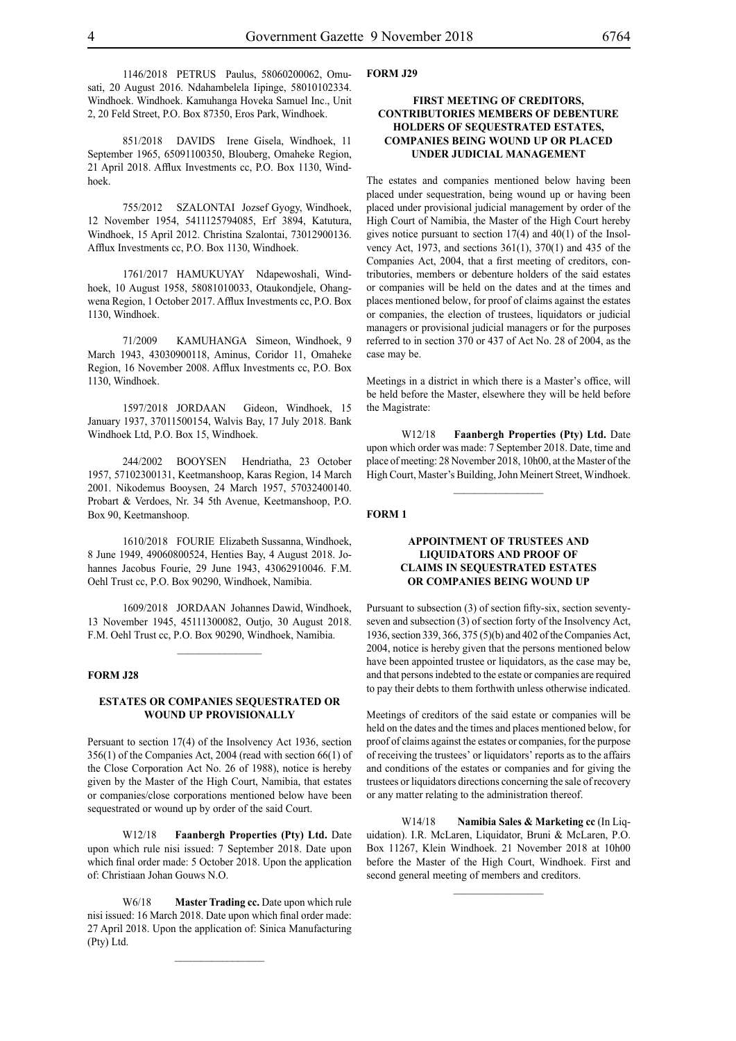1146/2018 PETRUS Paulus, 58060200062, Omusati, 20 August 2016. Ndahambelela Iipinge, 58010102334. Windhoek. Windhoek. Kamuhanga Hoveka Samuel Inc., Unit 2, 20 Feld Street, P.O. Box 87350, Eros Park, Windhoek.

851/2018 DAVIDS Irene Gisela, Windhoek, 11 September 1965, 65091100350, Blouberg, Omaheke Region, 21 April 2018. Afflux Investments cc, P.O. Box 1130, Windhoek.

755/2012 SZALONTAI Jozsef Gyogy, Windhoek, 12 November 1954, 5411125794085, Erf 3894, Katutura, Windhoek, 15 April 2012. Christina Szalontai, 73012900136. Afflux Investments cc, P.O. Box 1130, Windhoek.

1761/2017 HAMUKUYAY Ndapewoshali, Windhoek, 10 August 1958, 58081010033, Otaukondjele, Ohangwena Region, 1 October 2017. Afflux Investments cc, P.O. Box 1130, Windhoek.

71/2009 KAMUHANGA Simeon, Windhoek, 9 March 1943, 43030900118, Aminus, Coridor 11, Omaheke Region, 16 November 2008. Afflux Investments cc, P.O. Box 1130, Windhoek.

1597/2018 JORDAAN Gideon, Windhoek, 15 January 1937, 37011500154, Walvis Bay, 17 July 2018. Bank Windhoek Ltd, P.O. Box 15, Windhoek.

244/2002 BOOYSEN Hendriatha, 23 October 1957, 57102300131, Keetmanshoop, Karas Region, 14 March 2001. Nikodemus Booysen, 24 March 1957, 57032400140. Probart & Verdoes, Nr. 34 5th Avenue, Keetmanshoop, P.O. Box 90, Keetmanshoop.

1610/2018 FOURIE Elizabeth Sussanna, Windhoek, 8 June 1949, 49060800524, Henties Bay, 4 August 2018. Johannes Jacobus Fourie, 29 June 1943, 43062910046. F.M. Oehl Trust cc, P.O. Box 90290, Windhoek, Namibia.

1609/2018 JORDAAN Johannes Dawid, Windhoek, 13 November 1945, 45111300082, Outjo, 30 August 2018. F.M. Oehl Trust cc, P.O. Box 90290, Windhoek, Namibia.

---

**FORM J28**

### ESTATES OR COMPANIES SEQUESTRATED OR WOUND UP PROVISIONALLY

Persuant to section 17(4) of the Insolvency Act 1936, section 356(1) of the Companies Act, 2004 (read with section 66(1) of the Close Corporation Act No. 26 of 1988), notice is hereby given by the Master of the High Court, Namibia, that estates or companies/close corporations mentioned below have been sequestrated or wound up by order of the said Court.

W12/18 **Faanbergh Properties (Pty) Ltd.** Date upon which rule nisi issued: 7 September 2018. Date upon which final order made: 5 October 2018. Upon the application of: Christiaan Johan Gouws N.O.

W6/18 **Master Trading cc.** Date upon which rule nisi issued: 16 March 2018. Date upon which final order made: 27 April 2018. Upon the application of: Sinica Manufacturing (Pty) Ltd.

---

**FORM J29**

### FIRST MEETING OF CREDITORS, CONTRIBUTORIES MEMBERS OF DEBENTURE HOLDERS OF SEQUESTRATED ESTATES, COMPANIES BEING WOUND UP OR PLACED UNDER JUDICIAL MANAGEMENT

The estates and companies mentioned below having been placed under sequestration, being wound up or having been placed under provisional judicial management by order of the High Court of Namibia, the Master of the High Court hereby gives notice pursuant to section 17(4) and 40(1) of the Insolvency Act, 1973, and sections 361(1), 370(1) and 435 of the Companies Act, 2004, that a first meeting of creditors, contributories, members or debenture holders of the said estates or companies will be held on the dates and at the times and places mentioned below, for proof of claims against the estates or companies, the election of trustees, liquidators or judicial managers or provisional judicial managers or for the purposes referred to in section 370 or 437 of Act No. 28 of 2004, as the case may be.

Meetings in a district in which there is a Master's office, will be held before the Master, elsewhere they will be held before the Magistrate:

W12/18 **Faanbergh Properties (Pty) Ltd.** Date upon which order was made: 7 September 2018. Date, time and place of meeting: 28 November 2018, 10h00, at the Master of the High Court, Master's Building, John Meinert Street, Windhoek.

---

**FORM 1**

### APPOINTMENT OF TRUSTEES AND LIQUIDATORS AND PROOF OF CLAIMS IN SEQUESTRATED ESTATES OR COMPANIES BEING WOUND UP

Pursuant to subsection (3) of section fifty-six, section seventy-seven and subsection (3) of section forty of the Insolvency Act, 1936, section 339, 366, 375 (5)(b) and 402 of the Companies Act, 2004, notice is hereby given that the persons mentioned below have been appointed trustee or liquidators, as the case may be, and that persons indebted to the estate or companies are required to pay their debts to them forthwith unless otherwise indicated.

Meetings of creditors of the said estate or companies will be held on the dates and the times and places mentioned below, for proof of claims against the estates or companies, for the purpose of receiving the trustees' or liquidators' reports as to the affairs and conditions of the estates or companies and for giving the trustees or liquidators directions concerning the sale of recovery or any matter relating to the administration thereof.

W14/18 **Namibia Sales & Marketing cc** (In Liquidation). I.R. McLaren, Liquidator, Bruni & McLaren, P.O. Box 11267, Klein Windhoek. 21 November 2018 at 10h00 before the Master of the High Court, Windhoek. First and second general meeting of members and creditors.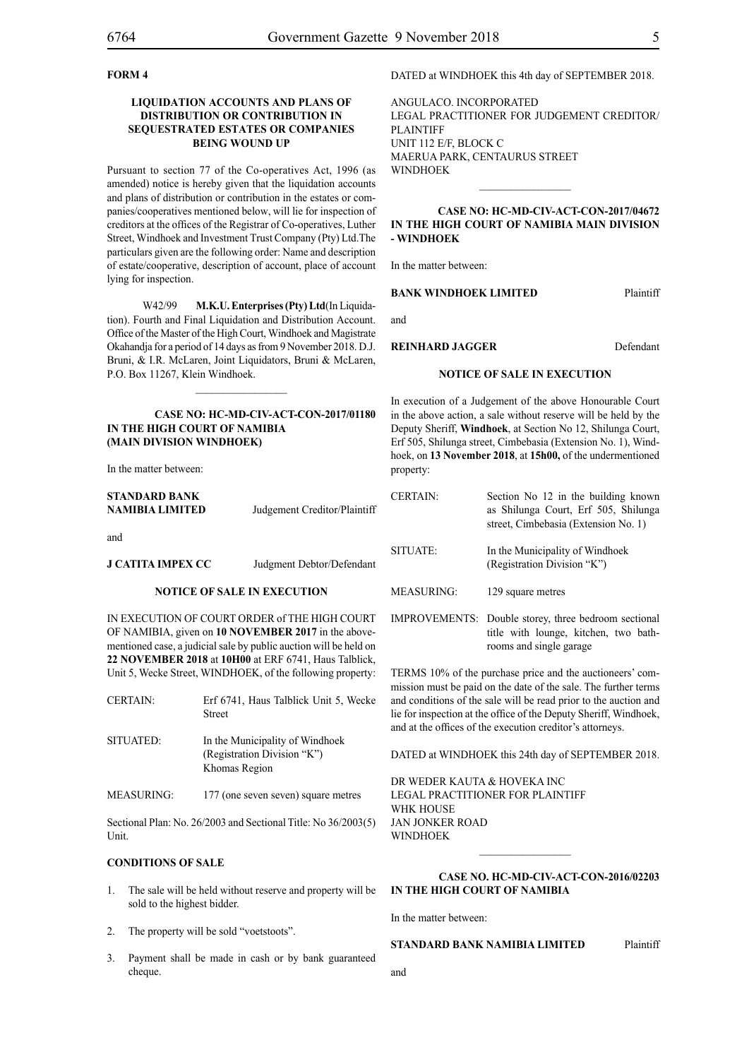**FORM 4**

**LIQUIDATION ACCOUNTS AND PLANS OF DISTRIBUTION OR CONTRIBUTION IN SEQUESTRATED ESTATES OR COMPANIES BEING WOUND UP**

Pursuant to section 77 of the Co-operatives Act, 1996 (as amended) notice is hereby given that the liquidation accounts and plans of distribution or contribution in the estates or companies/cooperatives mentioned below, will lie for inspection of creditors at the offices of the Registrar of Co-operatives, Luther Street, Windhoek and Investment Trust Company (Pty) Ltd.The particulars given are the following order: Name and description of estate/cooperative, description of account, place of account lying for inspection.

W42/99 **M.K.U. Enterprises (Pty) Ltd**(In Liquidation). Fourth and Final Liquidation and Distribution Account. Office of the Master of the High Court, Windhoek and Magistrate Okahandja for a period of 14 days as from 9 November 2018. D.J. Bruni, & I.R. McLaren, Joint Liquidators, Bruni & McLaren, P.O. Box 11267, Klein Windhoek.

---

**CASE NO: HC-MD-CIV-ACT-CON-2017/01180**
**IN THE HIGH COURT OF NAMIBIA**
**(MAIN DIVISION WINDHOEK)**

In the matter between:

**STANDARD BANK NAMIBIA LIMITED** Judgement Creditor/Plaintiff

and

**J CATITA IMPEX CC** Judgment Debtor/Defendant

**NOTICE OF SALE IN EXECUTION**

IN EXECUTION OF COURT ORDER of THE HIGH COURT OF NAMIBIA, given on **10 NOVEMBER 2017** in the above-mentioned case, a judicial sale by public auction will be held on **22 NOVEMBER 2018** at **10H00** at ERF 6741, Haus Talblick, Unit 5, Wecke Street, WINDHOEK, of the following property:

| | |
|---|---|
| CERTAIN: | Erf 6741, Haus Talblick Unit 5, Wecke Street |
| SITUATED: | In the Municipality of Windhoek (Registration Division "K") Khomas Region |
| MEASURING: | 177 (one seven seven) square metres |

Sectional Plan: No. 26/2003 and Sectional Title: No 36/2003(5) Unit.

**CONDITIONS OF SALE**

1. The sale will be held without reserve and property will be sold to the highest bidder.
2. The property will be sold "voetstoots".
3. Payment shall be made in cash or by bank guaranteed cheque.

DATED at WINDHOEK this 4th day of SEPTEMBER 2018.

ANGULACO. INCORPORATED
LEGAL PRACTITIONER FOR JUDGEMENT CREDITOR/PLAINTIFF
UNIT 112 E/F, BLOCK C
MAERUA PARK, CENTAURUS STREET
WINDHOEK

---

**CASE NO: HC-MD-CIV-ACT-CON-2017/04672**
**IN THE HIGH COURT OF NAMIBIA MAIN DIVISION - WINDHOEK**

In the matter between:

**BANK WINDHOEK LIMITED** Plaintiff

and

**REINHARD JAGGER** Defendant

**NOTICE OF SALE IN EXECUTION**

In execution of a Judgement of the above Honourable Court in the above action, a sale without reserve will be held by the Deputy Sheriff, **Windhoek**, at Section No 12, Shilunga Court, Erf 505, Shilunga street, Cimbebasia (Extension No. 1), Windhoek, on **13 November 2018**, at **15h00,** of the undermentioned property:

| | |
|---|---|
| CERTAIN: | Section No 12 in the building known as Shilunga Court, Erf 505, Shilunga street, Cimbebasia (Extension No. 1) |
| SITUATE: | In the Municipality of Windhoek (Registration Division "K") |
| MEASURING: | 129 square metres |
| IMPROVEMENTS: | Double storey, three bedroom sectional title with lounge, kitchen, two bathrooms and single garage |

TERMS 10% of the purchase price and the auctioneers' commission must be paid on the date of the sale. The further terms and conditions of the sale will be read prior to the auction and lie for inspection at the office of the Deputy Sheriff, Windhoek, and at the offices of the execution creditor's attorneys.

DATED at WINDHOEK this 24th day of SEPTEMBER 2018.

DR WEDER KAUTA & HOVEKA INC
LEGAL PRACTITIONER FOR PLAINTIFF
WHK HOUSE
JAN JONKER ROAD
WINDHOEK

---

**CASE NO. HC-MD-CIV-ACT-CON-2016/02203**
**IN THE HIGH COURT OF NAMIBIA**

In the matter between:

**STANDARD BANK NAMIBIA LIMITED** Plaintiff

and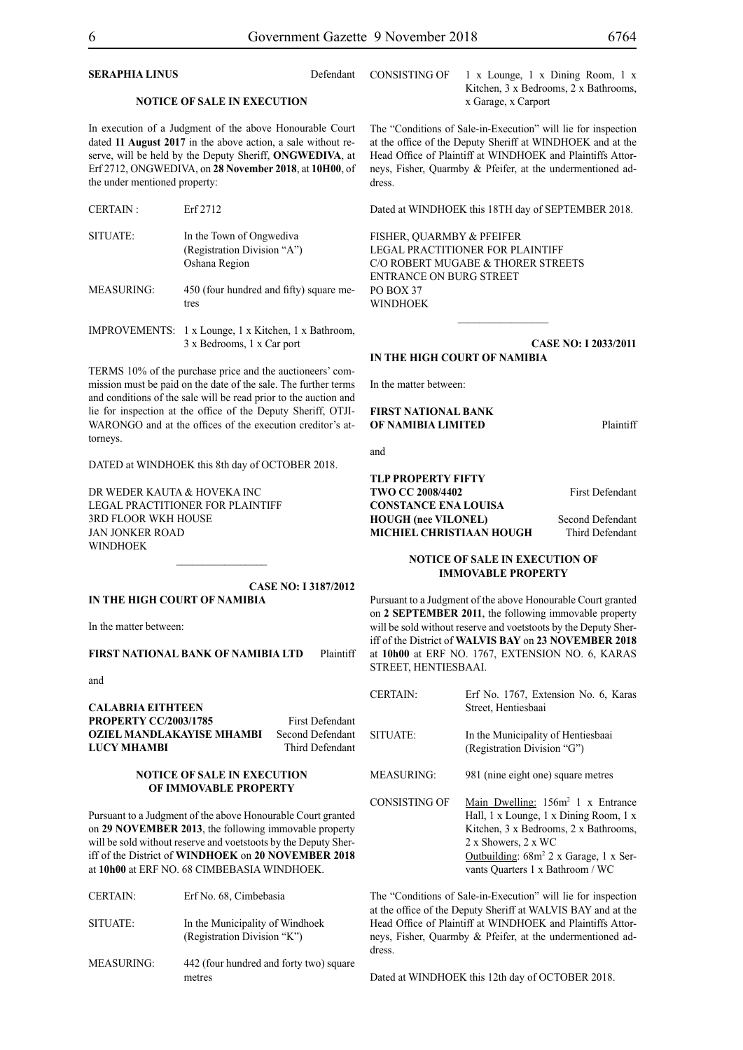**SERAPHIA LINUS** Defendant

**NOTICE OF SALE IN EXECUTION**

In execution of a Judgment of the above Honourable Court dated **11 August 2017** in the above action, a sale without reserve, will be held by the Deputy Sheriff, **ONGWEDIVA**, at Erf 2712, ONGWEDIVA, on **28 November 2018**, at **10H00**, of the under mentioned property:

| | |
|---|---|
| CERTAIN : | Erf 2712 |
| SITUATE: | In the Town of Ongwediva (Registration Division "A") Oshana Region |
| MEASURING: | 450 (four hundred and fifty) square metres |
| IMPROVEMENTS: | 1 x Lounge, 1 x Kitchen, 1 x Bathroom, 3 x Bedrooms, 1 x Car port |

TERMS 10% of the purchase price and the auctioneers' commission must be paid on the date of the sale. The further terms and conditions of the sale will be read prior to the auction and lie for inspection at the office of the Deputy Sheriff, OTJIWARONGO and at the offices of the execution creditor's attorneys.

DATED at WINDHOEK this 8th day of OCTOBER 2018.

DR WEDER KAUTA & HOVEKA INC
LEGAL PRACTITIONER FOR PLAINTIFF
3RD FLOOR WKH HOUSE
JAN JONKER ROAD
WINDHOEK

---

**CASE NO: I 3187/2012**

**IN THE HIGH COURT OF NAMIBIA**

In the matter between:

**FIRST NATIONAL BANK OF NAMIBIA LTD** Plaintiff

and

**CALABRIA EITHTEEN PROPERTY CC/2003/1785** First Defendant
**OZIEL MANDLAKAYISE MHAMBI** Second Defendant
**LUCY MHAMBI** Third Defendant

**NOTICE OF SALE IN EXECUTION OF IMMOVABLE PROPERTY**

Pursuant to a Judgment of the above Honourable Court granted on **29 NOVEMBER 2013**, the following immovable property will be sold without reserve and voetstoots by the Deputy Sheriff of the District of **WINDHOEK** on **20 NOVEMBER 2018** at **10h00** at ERF NO. 68 CIMBEBASIA WINDHOEK.

| | |
|---|---|
| CERTAIN: | Erf No. 68, Cimbebasia |
| SITUATE: | In the Municipality of Windhoek (Registration Division "K") |
| MEASURING: | 442 (four hundred and forty two) square metres |
| CONSISTING OF | 1 x Lounge, 1 x Dining Room, 1 x Kitchen, 3 x Bedrooms, 2 x Bathrooms, x Garage, x Carport |

The "Conditions of Sale-in-Execution" will lie for inspection at the office of the Deputy Sheriff at WINDHOEK and at the Head Office of Plaintiff at WINDHOEK and Plaintiffs Attorneys, Fisher, Quarmby & Pfeifer, at the undermentioned address.

Dated at WINDHOEK this 18TH day of SEPTEMBER 2018.

FISHER, QUARMBY & PFEIFER
LEGAL PRACTITIONER FOR PLAINTIFF
C/O ROBERT MUGABE & THORER STREETS
ENTRANCE ON BURG STREET
PO BOX 37
WINDHOEK

---

**CASE NO: I 2033/2011**

**IN THE HIGH COURT OF NAMIBIA**

In the matter between:

**FIRST NATIONAL BANK OF NAMIBIA LIMITED** Plaintiff

and

**TLP PROPERTY FIFTY TWO CC 2008/4402** First Defendant
**CONSTANCE ENA LOUISA HOUGH (nee VILONEL)** Second Defendant
**MICHIEL CHRISTIAAN HOUGH** Third Defendant

**NOTICE OF SALE IN EXECUTION OF IMMOVABLE PROPERTY**

Pursuant to a Judgment of the above Honourable Court granted on **2 SEPTEMBER 2011**, the following immovable property will be sold without reserve and voetstoots by the Deputy Sheriff of the District of **WALVIS BAY** on **23 NOVEMBER 2018** at **10h00** at ERF NO. 1767, EXTENSION NO. 6, KARAS STREET, HENTIESBAAI.

| | |
|---|---|
| CERTAIN: | Erf No. 1767, Extension No. 6, Karas Street, Hentiesbaai |
| SITUATE: | In the Municipality of Hentiesbaai (Registration Division "G") |
| MEASURING: | 981 (nine eight one) square metres |
| CONSISTING OF | Main Dwelling: 156m² 1 x Entrance Hall, 1 x Lounge, 1 x Dining Room, 1 x Kitchen, 3 x Bedrooms, 2 x Bathrooms, 2 x Showers, 2 x WC; Outbuilding: 68m² 2 x Garage, 1 x Servants Quarters 1 x Bathroom / WC |

The "Conditions of Sale-in-Execution" will lie for inspection at the office of the Deputy Sheriff at WALVIS BAY and at the Head Office of Plaintiff at WINDHOEK and Plaintiffs Attorneys, Fisher, Quarmby & Pfeifer, at the undermentioned address.

Dated at WINDHOEK this 12th day of OCTOBER 2018.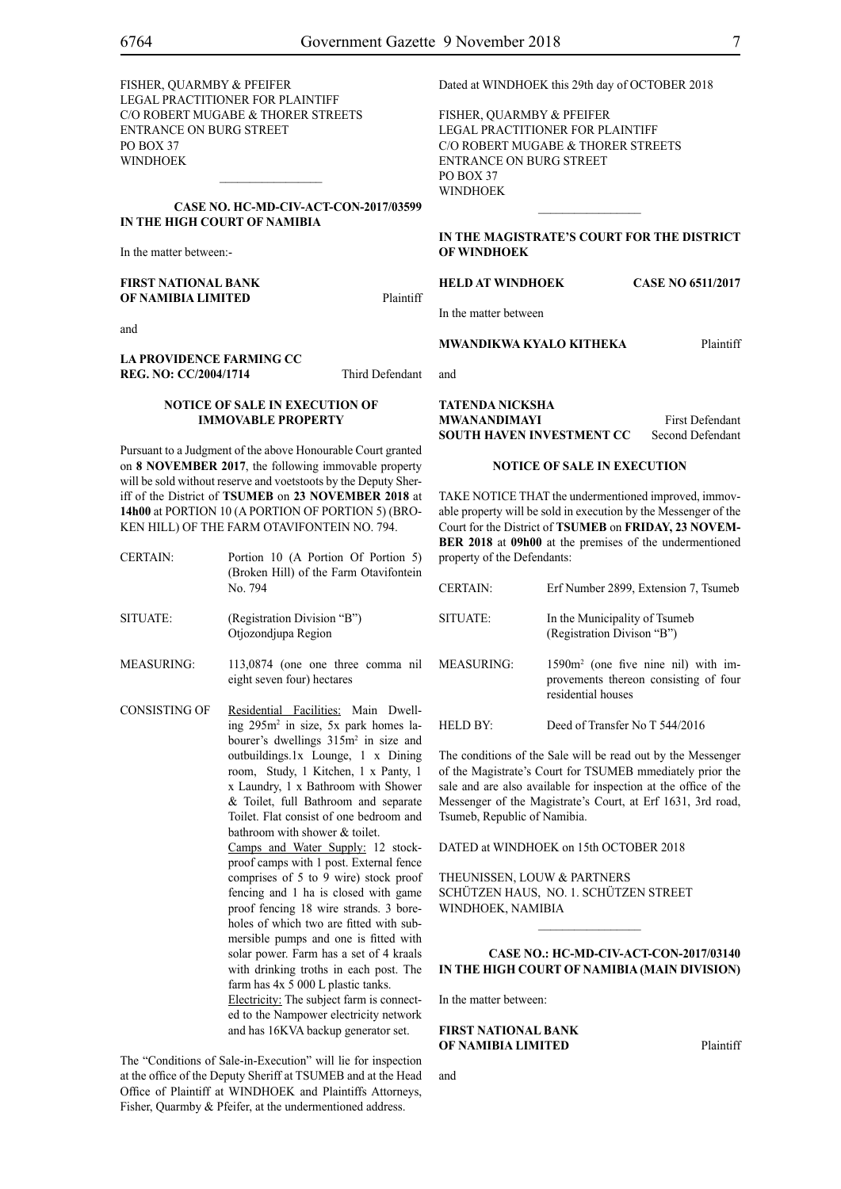FISHER, QUARMBY & PFEIFER
LEGAL PRACTITIONER FOR PLAINTIFF
C/O ROBERT MUGABE & THORER STREETS
ENTRANCE ON BURG STREET
PO BOX 37
WINDHOEK

---

**CASE NO. HC-MD-CIV-ACT-CON-2017/03599**
**IN THE HIGH COURT OF NAMIBIA**

In the matter between:-

**FIRST NATIONAL BANK OF NAMIBIA LIMITED** Plaintiff

and

**LA PROVIDENCE FARMING CC**
**REG. NO: CC/2004/1714** Third Defendant

**NOTICE OF SALE IN EXECUTION OF IMMOVABLE PROPERTY**

Pursuant to a Judgment of the above Honourable Court granted on **8 NOVEMBER 2017**, the following immovable property will be sold without reserve and voetstoots by the Deputy Sheriff of the District of **TSUMEB** on **23 NOVEMBER 2018** at **14h00** at PORTION 10 (A PORTION OF PORTION 5) (BROKEN HILL) OF THE FARM OTAVIFONTEIN NO. 794.

| | |
|---|---|
| CERTAIN: | Portion 10 (A Portion Of Portion 5) (Broken Hill) of the Farm Otavifontein No. 794 |
| SITUATE: | (Registration Division "B") Otjozondjupa Region |
| MEASURING: | 113,0874 (one one three comma nil eight seven four) hectares |
| CONSISTING OF | Residential Facilities: Main Dwelling 295m² in size, 5x park homes labourer's dwellings 315m² in size and outbuildings.1x Lounge, 1 x Dining room, Study, 1 Kitchen, 1 x Panty, 1 x Laundry, 1 x Bathroom with Shower & Toilet, full Bathroom and separate Toilet. Flat consist of one bedroom and bathroom with shower & toilet. Camps and Water Supply: 12 stockproof camps with 1 post. External fence comprises of 5 to 9 wire) stock proof fencing and 1 ha is closed with game proof fencing 18 wire strands. 3 boreholes of which two are fitted with submersible pumps and one is fitted with solar power. Farm has a set of 4 kraals with drinking troths in each post. The farm has 4x 5 000 L plastic tanks. Electricity: The subject farm is connected to the Nampower electricity network and has 16KVA backup generator set. |

The "Conditions of Sale-in-Execution" will lie for inspection at the office of the Deputy Sheriff at TSUMEB and at the Head Office of Plaintiff at WINDHOEK and Plaintiffs Attorneys, Fisher, Quarmby & Pfeifer, at the undermentioned address.

Dated at WINDHOEK this 29th day of OCTOBER 2018

FISHER, QUARMBY & PFEIFER
LEGAL PRACTITIONER FOR PLAINTIFF
C/O ROBERT MUGABE & THORER STREETS
ENTRANCE ON BURG STREET
PO BOX 37
WINDHOEK

---

**IN THE MAGISTRATE'S COURT FOR THE DISTRICT OF WINDHOEK**

**HELD AT WINDHOEK** **CASE NO 6511/2017**

In the matter between

**MWANDIKWA KYALO KITHEKA** Plaintiff

and

**TATENDA NICKSHA MWANANDIMAYI** First Defendant
**SOUTH HAVEN INVESTMENT CC** Second Defendant

**NOTICE OF SALE IN EXECUTION**

TAKE NOTICE THAT the undermentioned improved, immovable property will be sold in execution by the Messenger of the Court for the District of **TSUMEB** on **FRIDAY, 23 NOVEMBER 2018** at **09h00** at the premises of the undermentioned property of the Defendants:

| | |
|---|---|
| CERTAIN: | Erf Number 2899, Extension 7, Tsumeb |
| SITUATE: | In the Municipality of Tsumeb (Registration Divison "B") |
| MEASURING: | 1590m² (one five nine nil) with improvements thereon consisting of four residential houses |
| HELD BY: | Deed of Transfer No T 544/2016 |

The conditions of the Sale will be read out by the Messenger of the Magistrate's Court for TSUMEB mmediately prior the sale and are also available for inspection at the office of the Messenger of the Magistrate's Court, at Erf 1631, 3rd road, Tsumeb, Republic of Namibia.

DATED at WINDHOEK on 15th OCTOBER 2018

THEUNISSEN, LOUW & PARTNERS
SCHÜTZEN HAUS, NO. 1. SCHÜTZEN STREET
WINDHOEK, NAMIBIA

---

**CASE NO.: HC-MD-CIV-ACT-CON-2017/03140**
**IN THE HIGH COURT OF NAMIBIA (MAIN DIVISION)**

In the matter between:

**FIRST NATIONAL BANK OF NAMIBIA LIMITED** Plaintiff

and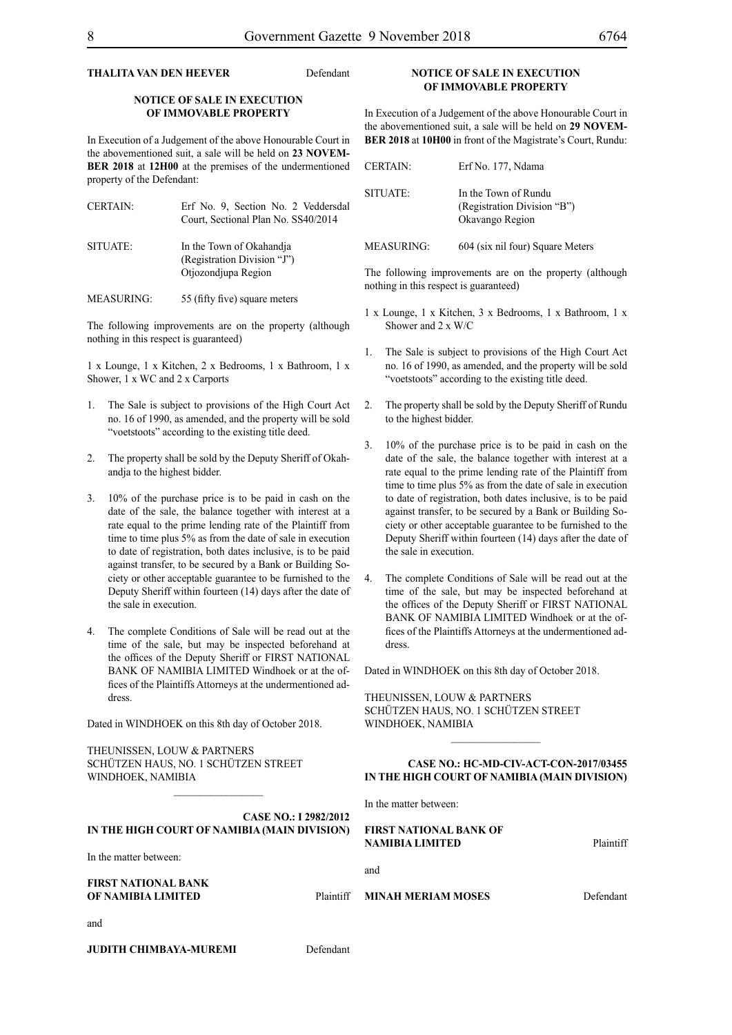**THALITA VAN DEN HEEVER** Defendant

**NOTICE OF SALE IN EXECUTION OF IMMOVABLE PROPERTY**

In Execution of a Judgement of the above Honourable Court in the abovementioned suit, a sale will be held on **23 NOVEMBER 2018** at **12H00** at the premises of the undermentioned property of the Defendant:

| | |
|---|---|
| CERTAIN: | Erf No. 9, Section No. 2 Veddersdal Court, Sectional Plan No. SS40/2014 |
| SITUATE: | In the Town of Okahandja (Registration Division "J") Otjozondjupa Region |
| MEASURING: | 55 (fifty five) square meters |

The following improvements are on the property (although nothing in this respect is guaranteed)

1 x Lounge, 1 x Kitchen, 2 x Bedrooms, 1 x Bathroom, 1 x Shower, 1 x WC and 2 x Carports

1. The Sale is subject to provisions of the High Court Act no. 16 of 1990, as amended, and the property will be sold "voetstoots" according to the existing title deed.
2. The property shall be sold by the Deputy Sheriff of Okahandja to the highest bidder.
3. 10% of the purchase price is to be paid in cash on the date of the sale, the balance together with interest at a rate equal to the prime lending rate of the Plaintiff from time to time plus 5% as from the date of sale in execution to date of registration, both dates inclusive, is to be paid against transfer, to be secured by a Bank or Building Society or other acceptable guarantee to be furnished to the Deputy Sheriff within fourteen (14) days after the date of the sale in execution.
4. The complete Conditions of Sale will be read out at the time of the sale, but may be inspected beforehand at the offices of the Deputy Sheriff or FIRST NATIONAL BANK OF NAMIBIA LIMITED Windhoek or at the offices of the Plaintiffs Attorneys at the undermentioned address.

Dated in WINDHOEK on this 8th day of October 2018.

THEUNISSEN, LOUW & PARTNERS
SCHÜTZEN HAUS, NO. 1 SCHÜTZEN STREET
WINDHOEK, NAMIBIA

---

**CASE NO.: I 2982/2012**
**IN THE HIGH COURT OF NAMIBIA (MAIN DIVISION)**

In the matter between:

**FIRST NATIONAL BANK OF NAMIBIA LIMITED** Plaintiff

and

**JUDITH CHIMBAYA-MUREMI** Defendant

**NOTICE OF SALE IN EXECUTION OF IMMOVABLE PROPERTY**

In Execution of a Judgement of the above Honourable Court in the abovementioned suit, a sale will be held on **29 NOVEMBER 2018** at **10H00** in front of the Magistrate's Court, Rundu:

| | |
|---|---|
| CERTAIN: | Erf No. 177, Ndama |
| SITUATE: | In the Town of Rundu (Registration Division "B") Okavango Region |
| MEASURING: | 604 (six nil four) Square Meters |

The following improvements are on the property (although nothing in this respect is guaranteed)

1 x Lounge, 1 x Kitchen, 3 x Bedrooms, 1 x Bathroom, 1 x Shower and 2 x W/C

1. The Sale is subject to provisions of the High Court Act no. 16 of 1990, as amended, and the property will be sold "voetstoots" according to the existing title deed.
2. The property shall be sold by the Deputy Sheriff of Rundu to the highest bidder.
3. 10% of the purchase price is to be paid in cash on the date of the sale, the balance together with interest at a rate equal to the prime lending rate of the Plaintiff from time to time plus 5% as from the date of sale in execution to date of registration, both dates inclusive, is to be paid against transfer, to be secured by a Bank or Building Society or other acceptable guarantee to be furnished to the Deputy Sheriff within fourteen (14) days after the date of the sale in execution.
4. The complete Conditions of Sale will be read out at the time of the sale, but may be inspected beforehand at the offices of the Deputy Sheriff or FIRST NATIONAL BANK OF NAMIBIA LIMITED Windhoek or at the offices of the Plaintiffs Attorneys at the undermentioned address.

Dated in WINDHOEK on this 8th day of October 2018.

THEUNISSEN, LOUW & PARTNERS
SCHÜTZEN HAUS, NO. 1 SCHÜTZEN STREET
WINDHOEK, NAMIBIA

---

**CASE NO.: HC-MD-CIV-ACT-CON-2017/03455**
**IN THE HIGH COURT OF NAMIBIA (MAIN DIVISION)**

In the matter between:

**FIRST NATIONAL BANK OF NAMIBIA LIMITED** Plaintiff

and

**MINAH MERIAM MOSES** Defendant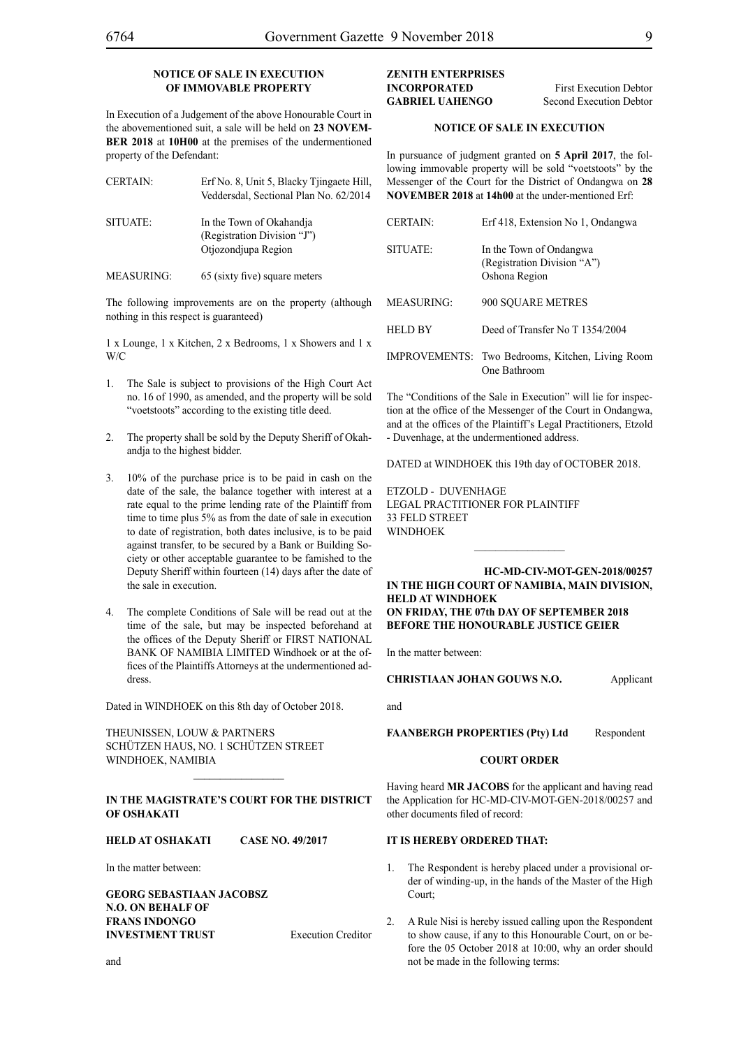**NOTICE OF SALE IN EXECUTION OF IMMOVABLE PROPERTY**

In Execution of a Judgement of the above Honourable Court in the abovementioned suit, a sale will be held on **23 NOVEMBER 2018** at **10H00** at the premises of the undermentioned property of the Defendant:

| | |
|---|---|
| CERTAIN: | Erf No. 8, Unit 5, Blacky Tjingaete Hill, Veddersdal, Sectional Plan No. 62/2014 |
| SITUATE: | In the Town of Okahandja (Registration Division "J") Otjozondjupa Region |
| MEASURING: | 65 (sixty five) square meters |

The following improvements are on the property (although nothing in this respect is guaranteed)

1 x Lounge, 1 x Kitchen, 2 x Bedrooms, 1 x Showers and 1 x W/C

1. The Sale is subject to provisions of the High Court Act no. 16 of 1990, as amended, and the property will be sold "voetstoots" according to the existing title deed.
2. The property shall be sold by the Deputy Sheriff of Okahandja to the highest bidder.
3. 10% of the purchase price is to be paid in cash on the date of the sale, the balance together with interest at a rate equal to the prime lending rate of the Plaintiff from time to time plus 5% as from the date of sale in execution to date of registration, both dates inclusive, is to be paid against transfer, to be secured by a Bank or Building Society or other acceptable guarantee to be famished to the Deputy Sheriff within fourteen (14) days after the date of the sale in execution.
4. The complete Conditions of Sale will be read out at the time of the sale, but may be inspected beforehand at the offices of the Deputy Sheriff or FIRST NATIONAL BANK OF NAMIBIA LIMITED Windhoek or at the offices of the Plaintiffs Attorneys at the undermentioned address.

Dated in WINDHOEK on this 8th day of October 2018.

THEUNISSEN, LOUW & PARTNERS
SCHÜTZEN HAUS, NO. 1 SCHÜTZEN STREET
WINDHOEK, NAMIBIA

---

**IN THE MAGISTRATE'S COURT FOR THE DISTRICT OF OSHAKATI**

**HELD AT OSHAKATI CASE NO. 49/2017**

In the matter between:

**GEORG SEBASTIAAN JACOBSZ N.O. ON BEHALF OF FRANS INDONGO INVESTMENT TRUST** Execution Creditor

and

**ZENITH ENTERPRISES INCORPORATED** First Execution Debtor
**GABRIEL UAHENGO** Second Execution Debtor

**NOTICE OF SALE IN EXECUTION**

In pursuance of judgment granted on **5 April 2017**, the following immovable property will be sold "voetstoots" by the Messenger of the Court for the District of Ondangwa on **28 NOVEMBER 2018** at **14h00** at the under-mentioned Erf:

| | |
|---|---|
| CERTAIN: | Erf 418, Extension No 1, Ondangwa |
| SITUATE: | In the Town of Ondangwa (Registration Division "A") Oshona Region |
| MEASURING: | 900 SQUARE METRES |
| HELD BY | Deed of Transfer No T 1354/2004 |
| IMPROVEMENTS: | Two Bedrooms, Kitchen, Living Room One Bathroom |

The "Conditions of the Sale in Execution" will lie for inspection at the office of the Messenger of the Court in Ondangwa, and at the offices of the Plaintiff's Legal Practitioners, Etzold - Duvenhage, at the undermentioned address.

DATED at WINDHOEK this 19th day of OCTOBER 2018.

ETZOLD - DUVENHAGE
LEGAL PRACTITIONER FOR PLAINTIFF
33 FELD STREET
WINDHOEK

---

**HC-MD-CIV-MOT-GEN-2018/00257**
**IN THE HIGH COURT OF NAMIBIA, MAIN DIVISION, HELD AT WINDHOEK**
**ON FRIDAY, THE 07th DAY OF SEPTEMBER 2018**
**BEFORE THE HONOURABLE JUSTICE GEIER**

In the matter between:

**CHRISTIAAN JOHAN GOUWS N.O.** Applicant

and

**FAANBERGH PROPERTIES (Pty) Ltd** Respondent

**COURT ORDER**

Having heard **MR JACOBS** for the applicant and having read the Application for HC-MD-CIV-MOT-GEN-2018/00257 and other documents filed of record:

**IT IS HEREBY ORDERED THAT:**

1. The Respondent is hereby placed under a provisional order of winding-up, in the hands of the Master of the High Court;
2. A Rule Nisi is hereby issued calling upon the Respondent to show cause, if any to this Honourable Court, on or before the 05 October 2018 at 10:00, why an order should not be made in the following terms: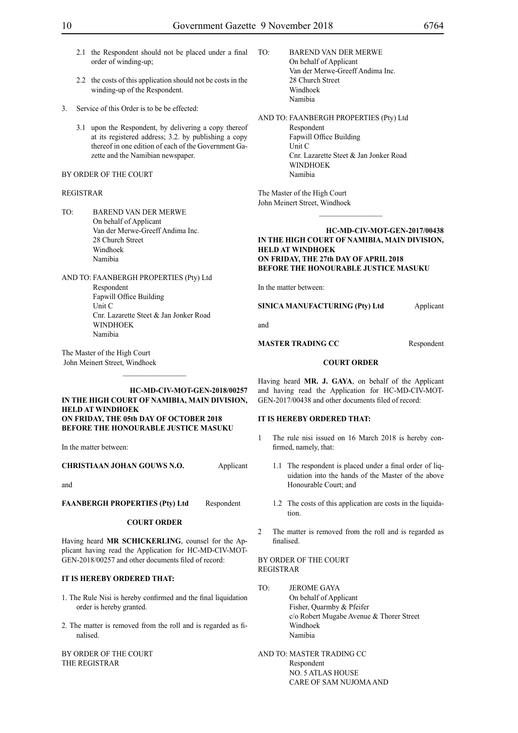2.1 the Respondent should not be placed under a final order of winding-up;

2.2 the costs of this application should not be costs in the winding-up of the Respondent.

3. Service of this Order is to be be effected:

3.1 upon the Respondent, by delivering a copy thereof at its registered address; 3.2. by publishing a copy thereof in one edition of each of the Government Gazette and the Namibian newspaper.

BY ORDER OF THE COURT

REGISTRAR

TO: BAREND VAN DER MERWE
On behalf of Applicant
Van der Merwe-Greeff Andima Inc.
28 Church Street
Windhoek
Namibia

AND TO: FAANBERGH PROPERTIES (Pty) Ltd
Respondent
Fapwill Office Building
Unit C
Cnr. Lazarette Steet & Jan Jonker Road
WINDHOEK
Namibia

The Master of the High Court
John Meinert Street, Windhoek

________________

**HC-MD-CIV-MOT-GEN-2018/00257**

**IN THE HIGH COURT OF NAMIBIA, MAIN DIVISION, HELD AT WINDHOEK**
**ON FRIDAY, THE 05th DAY OF OCTOBER 2018**
**BEFORE THE HONOURABLE JUSTICE MASUKU**

In the matter between:

**CHRISTIAAN JOHAN GOUWS N.O.** Applicant

and

**FAANBERGH PROPERTIES (Pty) Ltd** Respondent

**COURT ORDER**

Having heard **MR SCHICKERLING**, counsel for the Applicant having read the Application for HC-MD-CIV-MOT-GEN-2018/00257 and other documents filed of record:

**IT IS HEREBY ORDERED THAT:**

1. The Rule Nisi is hereby confirmed and the final liquidation order is hereby granted.

2. The matter is removed from the roll and is regarded as finalised.

BY ORDER OF THE COURT
THE REGISTRAR

TO: BAREND VAN DER MERWE
On behalf of Applicant
Van der Merwe-Greeff Andima Inc.
28 Church Street
Windhoek
Namibia

AND TO: FAANBERGH PROPERTIES (Pty) Ltd
Respondent
Fapwill Office Building
Unit C
Cnr. Lazarette Steet & Jan Jonker Road
WINDHOEK
Namibia

The Master of the High Court
John Meinert Street, Windhoek

________________

**HC-MD-CIV-MOT-GEN-2017/00438**

**IN THE HIGH COURT OF NAMIBIA, MAIN DIVISION, HELD AT WINDHOEK**
**ON FRIDAY, THE 27th DAY OF APRIL 2018**
**BEFORE THE HONOURABLE JUSTICE MASUKU**

In the matter between:

**SINICA MANUFACTURING (Pty) Ltd** Applicant

and

**MASTER TRADING CC** Respondent

**COURT ORDER**

Having heard **MR. J. GAYA**, on behalf of the Applicant and having read the Application for HC-MD-CIV-MOT-GEN-2017/00438 and other documents filed of record:

**IT IS HEREBY ORDERED THAT:**

1 The rule nisi issued on 16 March 2018 is hereby confirmed, namely, that:

1.1 The respondent is placed under a final order of liquidation into the hands of the Master of the above Honourable Court; and

1.2 The costs of this application are costs in the liquidation.

2 The matter is removed from the roll and is regarded as finalised.

BY ORDER OF THE COURT
REGISTRAR

TO: JEROME GAYA
On behalf of Applicant
Fisher, Quarmby & Pfeifer
c/o Robert Mugabe Avenue & Thorer Street
Windhoek
Namibia

AND TO: MASTER TRADING CC
Respondent
NO. 5 ATLAS HOUSE
CARE OF SAM NUJOMA AND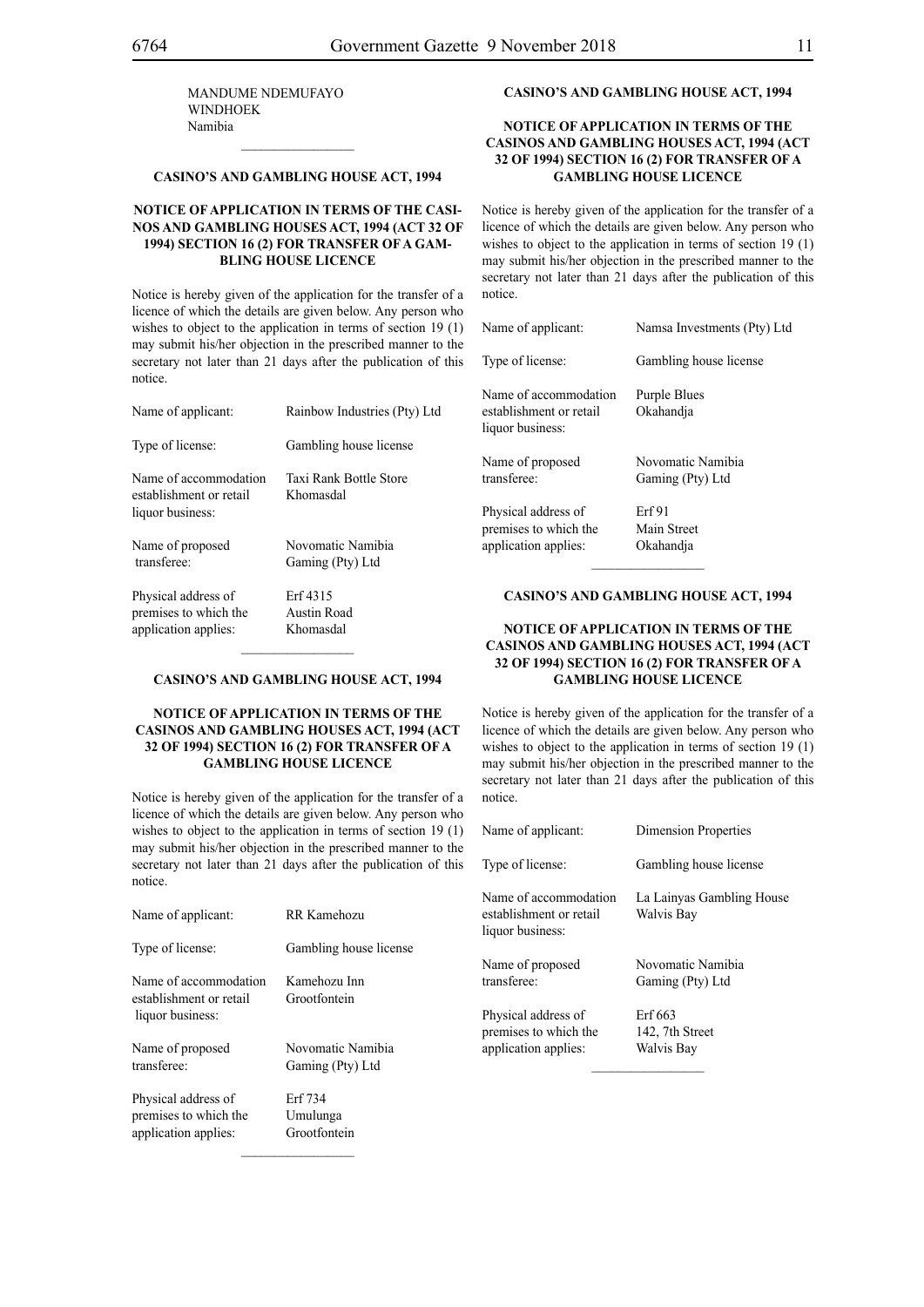MANDUME NDEMUFAYO
WINDHOEK
Namibia

---

**CASINO'S AND GAMBLING HOUSE ACT, 1994**

**NOTICE OF APPLICATION IN TERMS OF THE CASINOS AND GAMBLING HOUSES ACT, 1994 (ACT 32 OF 1994) SECTION 16 (2) FOR TRANSFER OF A GAMBLING HOUSE LICENCE**

Notice is hereby given of the application for the transfer of a licence of which the details are given below. Any person who wishes to object to the application in terms of section 19 (1) may submit his/her objection in the prescribed manner to the secretary not later than 21 days after the publication of this notice.

| | |
|---|---|
| Name of applicant: | Rainbow Industries (Pty) Ltd |
| Type of license: | Gambling house license |
| Name of accommodation establishment or retail liquor business: | Taxi Rank Bottle Store Khomasdal |
| Name of proposed transferee: | Novomatic Namibia Gaming (Pty) Ltd |
| Physical address of premises to which the application applies: | Erf 4315 Austin Road Khomasdal |

---

**CASINO'S AND GAMBLING HOUSE ACT, 1994**

**NOTICE OF APPLICATION IN TERMS OF THE CASINOS AND GAMBLING HOUSES ACT, 1994 (ACT 32 OF 1994) SECTION 16 (2) FOR TRANSFER OF A GAMBLING HOUSE LICENCE**

Notice is hereby given of the application for the transfer of a licence of which the details are given below. Any person who wishes to object to the application in terms of section 19 (1) may submit his/her objection in the prescribed manner to the secretary not later than 21 days after the publication of this notice.

| | |
|---|---|
| Name of applicant: | RR Kamehozu |
| Type of license: | Gambling house license |
| Name of accommodation establishment or retail liquor business: | Kamehozu Inn Grootfontein |
| Name of proposed transferee: | Novomatic Namibia Gaming (Pty) Ltd |
| Physical address of premises to which the application applies: | Erf 734 Umulunga Grootfontein |

---

**CASINO'S AND GAMBLING HOUSE ACT, 1994**

**NOTICE OF APPLICATION IN TERMS OF THE CASINOS AND GAMBLING HOUSES ACT, 1994 (ACT 32 OF 1994) SECTION 16 (2) FOR TRANSFER OF A GAMBLING HOUSE LICENCE**

Notice is hereby given of the application for the transfer of a licence of which the details are given below. Any person who wishes to object to the application in terms of section 19 (1) may submit his/her objection in the prescribed manner to the secretary not later than 21 days after the publication of this notice.

| | |
|---|---|
| Name of applicant: | Namsa Investments (Pty) Ltd |
| Type of license: | Gambling house license |
| Name of accommodation establishment or retail liquor business: | Purple Blues Okahandja |
| Name of proposed transferee: | Novomatic Namibia Gaming (Pty) Ltd |
| Physical address of premises to which the application applies: | Erf 91 Main Street Okahandja |

---

**CASINO'S AND GAMBLING HOUSE ACT, 1994**

**NOTICE OF APPLICATION IN TERMS OF THE CASINOS AND GAMBLING HOUSES ACT, 1994 (ACT 32 OF 1994) SECTION 16 (2) FOR TRANSFER OF A GAMBLING HOUSE LICENCE**

Notice is hereby given of the application for the transfer of a licence of which the details are given below. Any person who wishes to object to the application in terms of section 19 (1) may submit his/her objection in the prescribed manner to the secretary not later than 21 days after the publication of this notice.

| | |
|---|---|
| Name of applicant: | Dimension Properties |
| Type of license: | Gambling house license |
| Name of accommodation establishment or retail liquor business: | La Lainyas Gambling House Walvis Bay |
| Name of proposed transferee: | Novomatic Namibia Gaming (Pty) Ltd |
| Physical address of premises to which the application applies: | Erf 663 142, 7th Street Walvis Bay |

---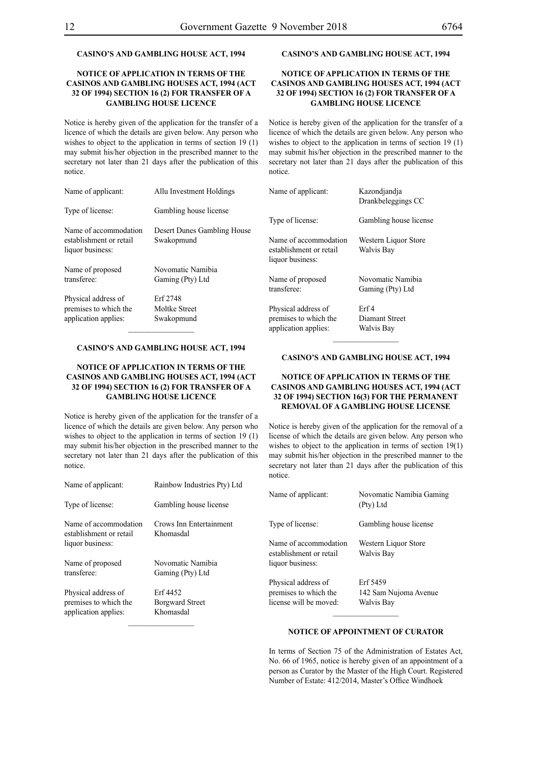**CASINO'S AND GAMBLING HOUSE ACT, 1994**

**NOTICE OF APPLICATION IN TERMS OF THE CASINOS AND GAMBLING HOUSES ACT, 1994 (ACT 32 OF 1994) SECTION 16 (2) FOR TRANSFER OF A GAMBLING HOUSE LICENCE**

Notice is hereby given of the application for the transfer of a licence of which the details are given below. Any person who wishes to object to the application in terms of section 19 (1) may submit his/her objection in the prescribed manner to the secretary not later than 21 days after the publication of this notice.

| | |
|---|---|
| Name of applicant: | Allu Investment Holdings |
| Type of license: | Gambling house license |
| Name of accommodation establishment or retail liquor business: | Desert Dunes Gambling House Swakopmund |
| Name of proposed transferee: | Novomatic Namibia Gaming (Pty) Ltd |
| Physical address of premises to which the application applies: | Erf 2748 Moltke Street Swakopmund |

---

**CASINO'S AND GAMBLING HOUSE ACT, 1994**

**NOTICE OF APPLICATION IN TERMS OF THE CASINOS AND GAMBLING HOUSES ACT, 1994 (ACT 32 OF 1994) SECTION 16 (2) FOR TRANSFER OF A GAMBLING HOUSE LICENCE**

Notice is hereby given of the application for the transfer of a licence of which the details are given below. Any person who wishes to object to the application in terms of section 19 (1) may submit his/her objection in the prescribed manner to the secretary not later than 21 days after the publication of this notice.

| | |
|---|---|
| Name of applicant: | Rainbow Industries Pty) Ltd |
| Type of license: | Gambling house license |
| Name of accommodation establishment or retail liquor business: | Crows Inn Entertainment Khomasdal |
| Name of proposed transferee: | Novomatic Namibia Gaming (Pty) Ltd |
| Physical address of premises to which the application applies: | Erf 4452 Borgward Street Khomasdal |

---

**CASINO'S AND GAMBLING HOUSE ACT, 1994**

**NOTICE OF APPLICATION IN TERMS OF THE CASINOS AND GAMBLING HOUSES ACT, 1994 (ACT 32 OF 1994) SECTION 16 (2) FOR TRANSFER OF A GAMBLING HOUSE LICENCE**

Notice is hereby given of the application for the transfer of a licence of which the details are given below. Any person who wishes to object to the application in terms of section 19 (1) may submit his/her objection in the prescribed manner to the secretary not later than 21 days after the publication of this notice.

| | |
|---|---|
| Name of applicant: | Kazondjandja Drankbeleggings CC |
| Type of license: | Gambling house license |
| Name of accommodation establishment or retail liquor business: | Western Liquor Store Walvis Bay |
| Name of proposed transferee: | Novomatic Namibia Gaming (Pty) Ltd |
| Physical address of premises to which the application applies: | Erf 4 Diamant Street Walvis Bay |

---

**CASINO'S AND GAMBLING HOUSE ACT, 1994**

**NOTICE OF APPLICATION IN TERMS OF THE CASINOS AND GAMBLING HOUSES ACT, 1994 (ACT 32 OF 1994) SECTION 16(3) FOR THE PERMANENT REMOVAL OF A GAMBLING HOUSE LICENSE**

Notice is hereby given of the application for the removal of a license of which the details are given below. Any person who wishes to object to the application in terms of section 19(1) may submit his/her objection in the prescribed manner to the secretary not later than 21 days after the publication of this notice.

| | |
|---|---|
| Name of applicant: | Novomatic Namibia Gaming (Pty) Ltd |
| Type of license: | Gambling house license |
| Name of accommodation establishment or retail liquor business: | Western Liquor Store Walvis Bay |
| Physical address of premises to which the license will be moved: | Erf 5459 142 Sam Nujoma Avenue Walvis Bay |

---

**NOTICE OF APPOINTMENT OF CURATOR**

In terms of Section 75 of the Administration of Estates Act, No. 66 of 1965, notice is hereby given of an appointment of a person as Curator by the Master of the High Court. Registered Number of Estate: 412/2014, Master's Office Windhoek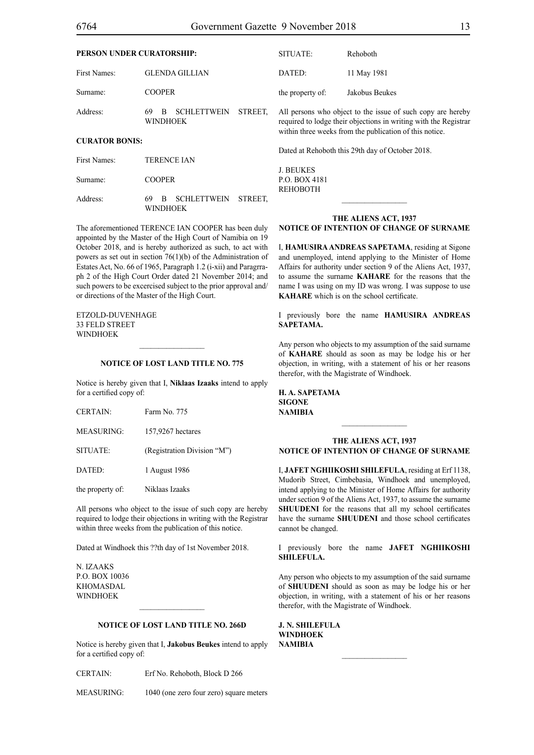**PERSON UNDER CURATORSHIP:**

| | |
|---|---|
| First Names: | GLENDA GILLIAN |
| Surname: | COOPER |
| Address: | 69 B SCHLETTWEIN STREET, WINDHOEK |

**CURATOR BONIS:**

| | |
|---|---|
| First Names: | TERENCE IAN |
| Surname: | COOPER |
| Address: | 69 B SCHLETTWEIN STREET, WINDHOEK |

The aforementioned TERENCE IAN COOPER has been duly appointed by the Master of the High Court of Namibia on 19 October 2018, and is hereby authorized as such, to act with powers as set out in section 76(1)(b) of the Administration of Estates Act, No. 66 of 1965, Paragraph 1.2 (i-xii) and Paragrraph 2 of the High Court Order dated 21 November 2014; and such powers to be excercised subject to the prior approval and/or directions of the Master of the High Court.

ETZOLD-DUVENHAGE
33 FELD STREET
WINDHOEK

---

### NOTICE OF LOST LAND TITLE NO. 775

Notice is hereby given that I, **Niklaas Izaaks** intend to apply for a certified copy of:

| | |
|---|---|
| CERTAIN: | Farm No. 775 |
| MEASURING: | 157,9267 hectares |
| SITUATE: | (Registration Division "M") |
| DATED: | 1 August 1986 |
| the property of: | Niklaas Izaaks |

All persons who object to the issue of such copy are hereby required to lodge their objections in writing with the Registrar within three weeks from the publication of this notice.

Dated at Windhoek this ??th day of 1st November 2018.

N. IZAAKS
P.O. BOX 10036
KHOMASDAL
WINDHOEK

---

### NOTICE OF LOST LAND TITLE NO. 266D

Notice is hereby given that I, **Jakobus Beukes** intend to apply for a certified copy of:

| | |
|---|---|
| CERTAIN: | Erf No. Rehoboth, Block D 266 |
| MEASURING: | 1040 (one zero four zero) square meters |
| SITUATE: | Rehoboth |
| DATED: | 11 May 1981 |
| the property of: | Jakobus Beukes |

All persons who object to the issue of such copy are hereby required to lodge their objections in writing with the Registrar within three weeks from the publication of this notice.

Dated at Rehoboth this 29th day of October 2018.

J. BEUKES
P.O. BOX 4181
REHOBOTH

---

### THE ALIENS ACT, 1937
### NOTICE OF INTENTION OF CHANGE OF SURNAME

I, **HAMUSIRA ANDREAS SAPETAMA**, residing at Sigone and unemployed, intend applying to the Minister of Home Affairs for authority under section 9 of the Aliens Act, 1937, to assume the surname **KAHARE** for the reasons that the name I was using on my ID was wrong. I was suppose to use **KAHARE** which is on the school certificate.

I previously bore the name **HAMUSIRA ANDREAS SAPETAMA.**

Any person who objects to my assumption of the said surname of **KAHARE** should as soon as may be lodge his or her objection, in writing, with a statement of his or her reasons therefor, with the Magistrate of Windhoek.

**H. A. SAPETAMA**
**SIGONE**
**NAMIBIA**

---

### THE ALIENS ACT, 1937
### NOTICE OF INTENTION OF CHANGE OF SURNAME

I, **JAFET NGHIIKOSHI SHILEFULA**, residing at Erf 1138, Mudorib Street, Cimbebasia, Windhoek and unemployed, intend applying to the Minister of Home Affairs for authority under section 9 of the Aliens Act, 1937, to assume the surname **SHUUDENI** for the reasons that all my school certificates have the surname **SHUUDENI** and those school certificates cannot be changed.

I previously bore the name **JAFET NGHIIKOSHI SHILEFULA.**

Any person who objects to my assumption of the said surname of **SHUUDENI** should as soon as may be lodge his or her objection, in writing, with a statement of his or her reasons therefor, with the Magistrate of Windhoek.

**J. N. SHILEFULA**
**WINDHOEK**
**NAMIBIA**

---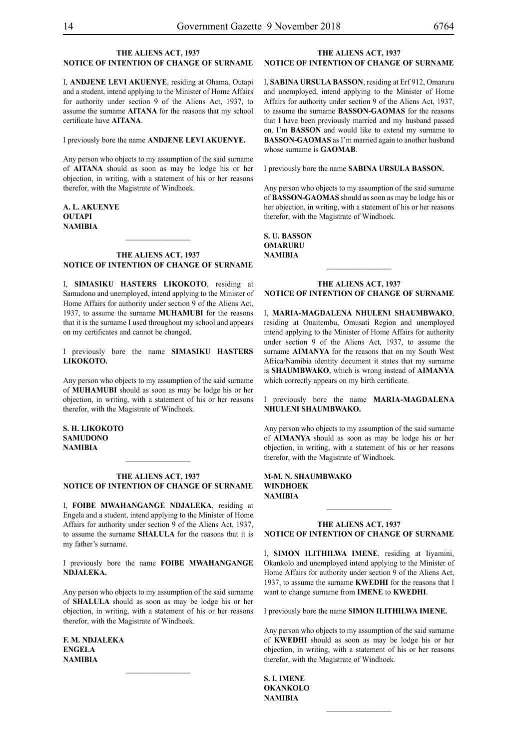### THE ALIENS ACT, 1937
### NOTICE OF INTENTION OF CHANGE OF SURNAME

I, **ANDJENE LEVI AKUENYE**, residing at Ohama, Outapi and a student, intend applying to the Minister of Home Affairs for authority under section 9 of the Aliens Act, 1937, to assume the surname **AITANA** for the reasons that my school certificate have **AITANA**.

I previously bore the name **ANDJENE LEVI AKUENYE.**

Any person who objects to my assumption of the said surname of **AITANA** should as soon as may be lodge his or her objection, in writing, with a statement of his or her reasons therefor, with the Magistrate of Windhoek.

**A. L. AKUENYE**
**OUTAPI**
**NAMIBIA**

---

### THE ALIENS ACT, 1937
### NOTICE OF INTENTION OF CHANGE OF SURNAME

I, **SIMASIKU HASTERS LIKOKOTO**, residing at Samudono and unemployed, intend applying to the Minister of Home Affairs for authority under section 9 of the Aliens Act, 1937, to assume the surname **MUHAMUBI** for the reasons that it is the surname I used throughout my school and appears on my certificates and cannot be changed.

I previously bore the name **SIMASIKU HASTERS LIKOKOTO.**

Any person who objects to my assumption of the said surname of **MUHAMUBI** should as soon as may be lodge his or her objection, in writing, with a statement of his or her reasons therefor, with the Magistrate of Windhoek.

**S. H. LIKOKOTO**
**SAMUDONO**
**NAMIBIA**

---

### THE ALIENS ACT, 1937
### NOTICE OF INTENTION OF CHANGE OF SURNAME

I, **FOIBE MWAHANGANGE NDJALEKA**, residing at Engela and a student, intend applying to the Minister of Home Affairs for authority under section 9 of the Aliens Act, 1937, to assume the surname **SHALULA** for the reasons that it is my father's surname.

I previously bore the name **FOIBE MWAHANGANGE NDJALEKA.**

Any person who objects to my assumption of the said surname of **SHALULA** should as soon as may be lodge his or her objection, in writing, with a statement of his or her reasons therefor, with the Magistrate of Windhoek.

**F. M. NDJALEKA**
**ENGELA**
**NAMIBIA**

---

### THE ALIENS ACT, 1937
### NOTICE OF INTENTION OF CHANGE OF SURNAME

I, **SABINA URSULA BASSON**, residing at Erf 912, Omaruru and unemployed, intend applying to the Minister of Home Affairs for authority under section 9 of the Aliens Act, 1937, to assume the surname **BASSON-GAOMAS** for the reasons that I have been previously married and my husband passed on. I'm **BASSON** and would like to extend my surname to **BASSON-GAOMAS** as I'm married again to another husband whose surname is **GAOMAB**.

I previously bore the name **SABINA URSULA BASSON.**

Any person who objects to my assumption of the said surname of **BASSON-GAOMAS** should as soon as may be lodge his or her objection, in writing, with a statement of his or her reasons therefor, with the Magistrate of Windhoek.

**S. U. BASSON**
**OMARURU**
**NAMIBIA**

---

### THE ALIENS ACT, 1937
### NOTICE OF INTENTION OF CHANGE OF SURNAME

I, **MARIA-MAGDALENA NHULENI SHAUMBWAKO**, residing at Onaitembu, Omusati Region and unemployed intend applying to the Minister of Home Affairs for authority under section 9 of the Aliens Act, 1937, to assume the surname **AIMANYA** for the reasons that on my South West Africa/Namibia identity document it states that my surname is **SHAUMBWAKO**, which is wrong instead of **AIMANYA** which correctly appears on my birth certificate.

I previously bore the name **MARIA-MAGDALENA NHULENI SHAUMBWAKO.**

Any person who objects to my assumption of the said surname of **AIMANYA** should as soon as may be lodge his or her objection, in writing, with a statement of his or her reasons therefor, with the Magistrate of Windhoek.

**M-M. N. SHAUMBWAKO**
**WINDHOEK**
**NAMIBIA**

---

### THE ALIENS ACT, 1937
### NOTICE OF INTENTION OF CHANGE OF SURNAME

I, **SIMON ILITHILWA IMENE**, residing at Iiyamini, Okankolo and unemployed intend applying to the Minister of Home Affairs for authority under section 9 of the Aliens Act, 1937, to assume the surname **KWEDHI** for the reasons that I want to change surname from **IMENE** to **KWEDHI**.

I previously bore the name **SIMON ILITHILWA IMENE.**

Any person who objects to my assumption of the said surname of **KWEDHI** should as soon as may be lodge his or her objection, in writing, with a statement of his or her reasons therefor, with the Magistrate of Windhoek.

**S. I. IMENE**
**OKANKOLO**
**NAMIBIA**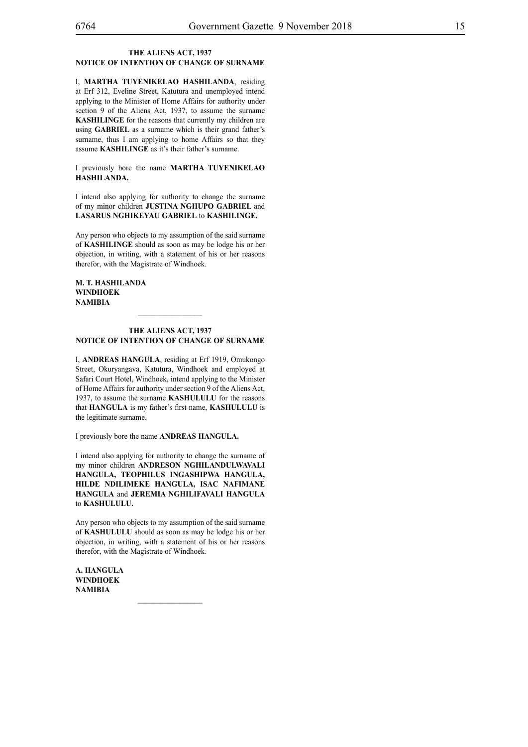**THE ALIENS ACT, 1937**
**NOTICE OF INTENTION OF CHANGE OF SURNAME**

I, **MARTHA TUYENIKELAO HASHILANDA**, residing at Erf 312, Eveline Street, Katutura and unemployed intend applying to the Minister of Home Affairs for authority under section 9 of the Aliens Act, 1937, to assume the surname **KASHILINGE** for the reasons that currently my children are using **GABRIEL** as a surname which is their grand father's surname, thus I am applying to home Affairs so that they assume **KASHILINGE** as it's their father's surname.

I previously bore the name **MARTHA TUYENIKELAO HASHILANDA.**

I intend also applying for authority to change the surname of my minor children **JUSTINA NGHUPO GABRIEL** and **LASARUS NGHIKEYAU GABRIEL** to **KASHILINGE.**

Any person who objects to my assumption of the said surname of **KASHILINGE** should as soon as may be lodge his or her objection, in writing, with a statement of his or her reasons therefor, with the Magistrate of Windhoek.

**M. T. HASHILANDA**
**WINDHOEK**
**NAMIBIA**

---

**THE ALIENS ACT, 1937**
**NOTICE OF INTENTION OF CHANGE OF SURNAME**

I, **ANDREAS HANGULA**, residing at Erf 1919, Omukongo Street, Okuryangava, Katutura, Windhoek and employed at Safari Court Hotel, Windhoek, intend applying to the Minister of Home Affairs for authority under section 9 of the Aliens Act, 1937, to assume the surname **KASHULULU** for the reasons that **HANGULA** is my father's first name, **KASHULULU** is the legitimate surname.

I previously bore the name **ANDREAS HANGULA.**

I intend also applying for authority to change the surname of my minor children **ANDRESON NGHILANDULWAVALI HANGULA, TEOPHILUS INGASHIPWA HANGULA, HILDE NDILIMEKE HANGULA, ISAC NAFIMANE HANGULA** and **JEREMIA NGHILIFAVALI HANGULA** to **KASHULULU.**

Any person who objects to my assumption of the said surname of **KASHULULU** should as soon as may be lodge his or her objection, in writing, with a statement of his or her reasons therefor, with the Magistrate of Windhoek.

**A. HANGULA**
**WINDHOEK**
**NAMIBIA**

---